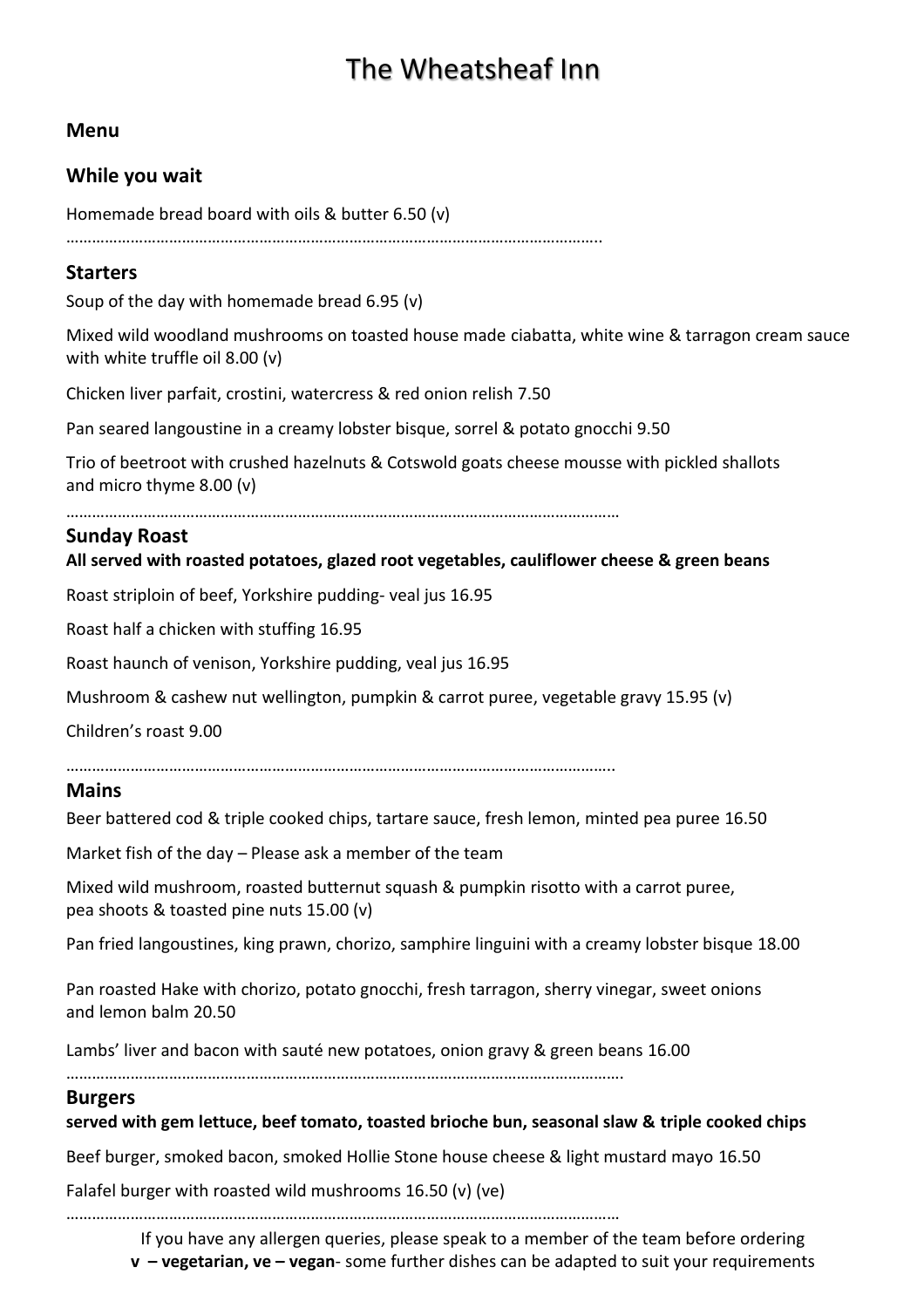# The Wheatsheaf Inn

### Menu

### While you wait

Homemade bread board with oils & butter 6.50 (v)

……………………………………………………………………………………………………………..

### Starters

Soup of the day with homemade bread 6.95 (v)

Mixed wild woodland mushrooms on toasted house made ciabatta, white wine & tarragon cream sauce with white truffle oil 8.00 (v)

Chicken liver parfait, crostini, watercress & red onion relish 7.50

Pan seared langoustine in a creamy lobster bisque, sorrel & potato gnocchi 9.50

Trio of beetroot with crushed hazelnuts & Cotswold goats cheese mousse with pickled shallots and micro thyme 8.00 (v)

………………………………………………………………………………………………………………

### Sunday Roast

**All served with roasted potatoes, glazed root vegetables, cauliflower cheese & green beans**

Roast striploin of beef, Yorkshire pudding- veal jus 16.95

Roast half a chicken with stuffing 16.95

Roast haunch of venison, Yorkshire pudding, veal jus 16.95

Mushroom & cashew nut wellington, pumpkin & carrot puree, vegetable gravy 15.95 (v)

Children's roast 9.00

………………………………………………………………………………………………………………..

### Mains

Beer battered cod & triple cooked chips, tartare sauce, fresh lemon, minted pea puree 16.50

Market fish of the day – Please ask a member of the team

Mixed wild mushroom, roasted butternut squash & pumpkin risotto with a carrot puree, pea shoots & toasted pine nuts 15.00 (v)

Pan fried langoustines, king prawn, chorizo, samphire linguini with a creamy lobster bisque 18.00

Pan roasted Hake with chorizo, potato gnocchi, fresh tarragon, sherry vinegar, sweet onions and lemon balm 20.50

Lambs' liver and bacon with sauté new potatoes, onion gravy & green beans 16.00

……………………………………………………………………………………………………………….

### Burgers

**served with gem lettuce, beef tomato, toasted brioche bun, seasonal slaw & triple cooked chips**

Beef burger, smoked bacon, smoked Hollie Stone house cheese & light mustard mayo 16.50

Falafel burger with roasted wild mushrooms 16.50 (v) (ve)

………………………………………………………………………………………………………………

If you have any allergen queries, please speak to a member of the team before ordering

**v – vegetarian, ve – vegan**- some further dishes can be adapted to suit your requirements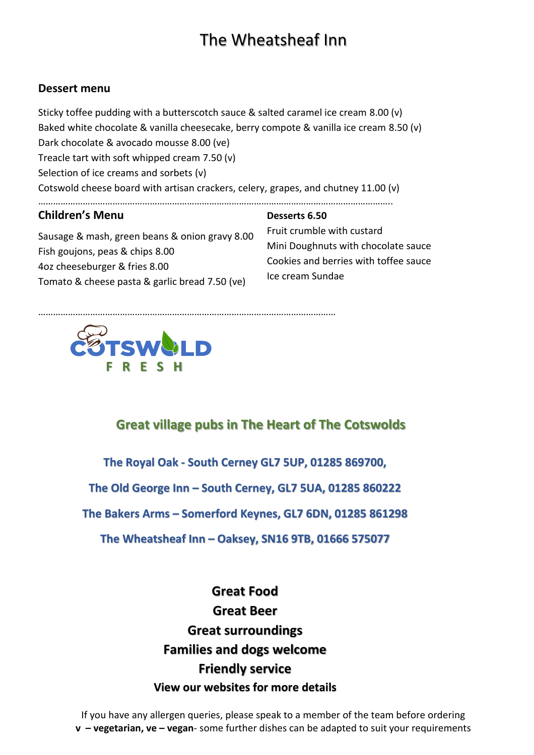# The Wheatsheaf Inn

## Dessert menu

Sticky toffee pudding with a butterscotch sauce & salted caramel ice cream 8.00 (v)
Baked white chocolate & vanilla cheesecake, berry compote & vanilla ice cream 8.50 (v)
Dark chocolate & avocado mousse 8.00 (ve)
Treacle tart with soft whipped cream 7.50 (v)
Selection of ice creams and sorbets (v)
Cotswold cheese board with artisan crackers, celery, grapes, and chutney 11.00 (v)

……………………………………………………………………………………………………………………………..

## Children's Menu

Sausage & mash, green beans & onion gravy 8.00
Fish goujons, peas & chips 8.00
4oz cheeseburger & fries 8.00
Tomato & cheese pasta & garlic bread 7.50 (ve)

### Desserts 6.50

Fruit crumble with custard
Mini Doughnuts with chocolate sauce
Cookies and berries with toffee sauce
Ice cream Sundae

…………………………………………………………………………………………………………

COTSWOLD FRESH

## Great village pubs in The Heart of The Cotswolds

**The Royal Oak - South Cerney GL7 5UP, 01285 869700,**

**The Old George Inn – South Cerney, GL7 5UA, 01285 860222**

**The Bakers Arms – Somerford Keynes, GL7 6DN, 01285 861298**

**The Wheatsheaf Inn – Oaksey, SN16 9TB, 01666 575077**

**Great Food**
**Great Beer**
**Great surroundings**
**Families and dogs welcome**
**Friendly service**
**View our websites for more details**

If you have any allergen queries, please speak to a member of the team before ordering
**v – vegetarian, ve – vegan**- some further dishes can be adapted to suit your requirements